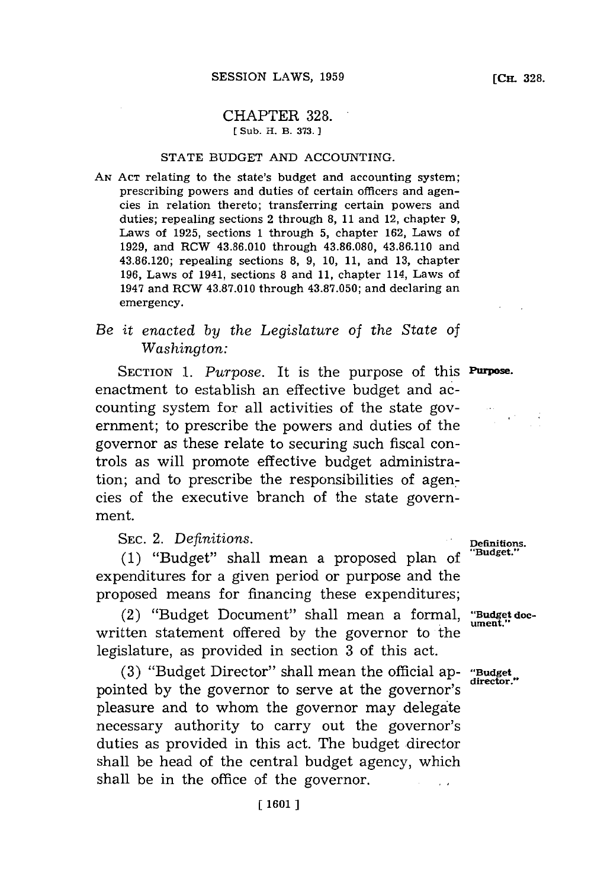# CHAPTER 328.

[ Sub. H. B. 373. ]

## STATE BUDGET AND ACCOUNTING.

AN ACT relating to the state's budget and accounting system; prescribing powers and duties of certain officers and agencies in relation thereto; transferring certain powers and duties; repealing sections 2 through 8, 11 and 12, chapter 9, Laws of 1925, sections 1 through 5, chapter 162, Laws of 1929, and RCW 43.86.010 through 43.86.080, 43.86.110 and 43.86.120; repealing sections 8, 9, 10, 11, and 13, chapter 196, Laws of 1941, sections 8 and 11, chapter 114, Laws of 1947 and RCW 43.87.010 through 43.87.050; and declaring an emergency.

*Be it enacted by the Legislature of the State of Washington:*

**Purpose.**

SECTION 1. *Purpose.* It is the purpose of this enactment to establish an effective budget and accounting system for all activities of the state government; to prescribe the powers and duties of the governor as these relate to securing such fiscal controls as will promote effective budget administration; and to prescribe the responsibilities of agencies of the executive branch of the state government.

**Definitions. "Budget."**

SEC. 2. *Definitions.*

(1) "Budget" shall mean a proposed plan of expenditures for a given period or purpose and the proposed means for financing these expenditures;

**"Budget document."**

(2) "Budget Document" shall mean a formal, written statement offered by the governor to the legislature, as provided in section 3 of this act.

**"Budget director."**

(3) "Budget Director" shall mean the official appointed by the governor to serve at the governor's pleasure and to whom the governor may delegate necessary authority to carry out the governor's duties as provided in this act. The budget director shall be head of the central budget agency, which shall be in the office of the governor.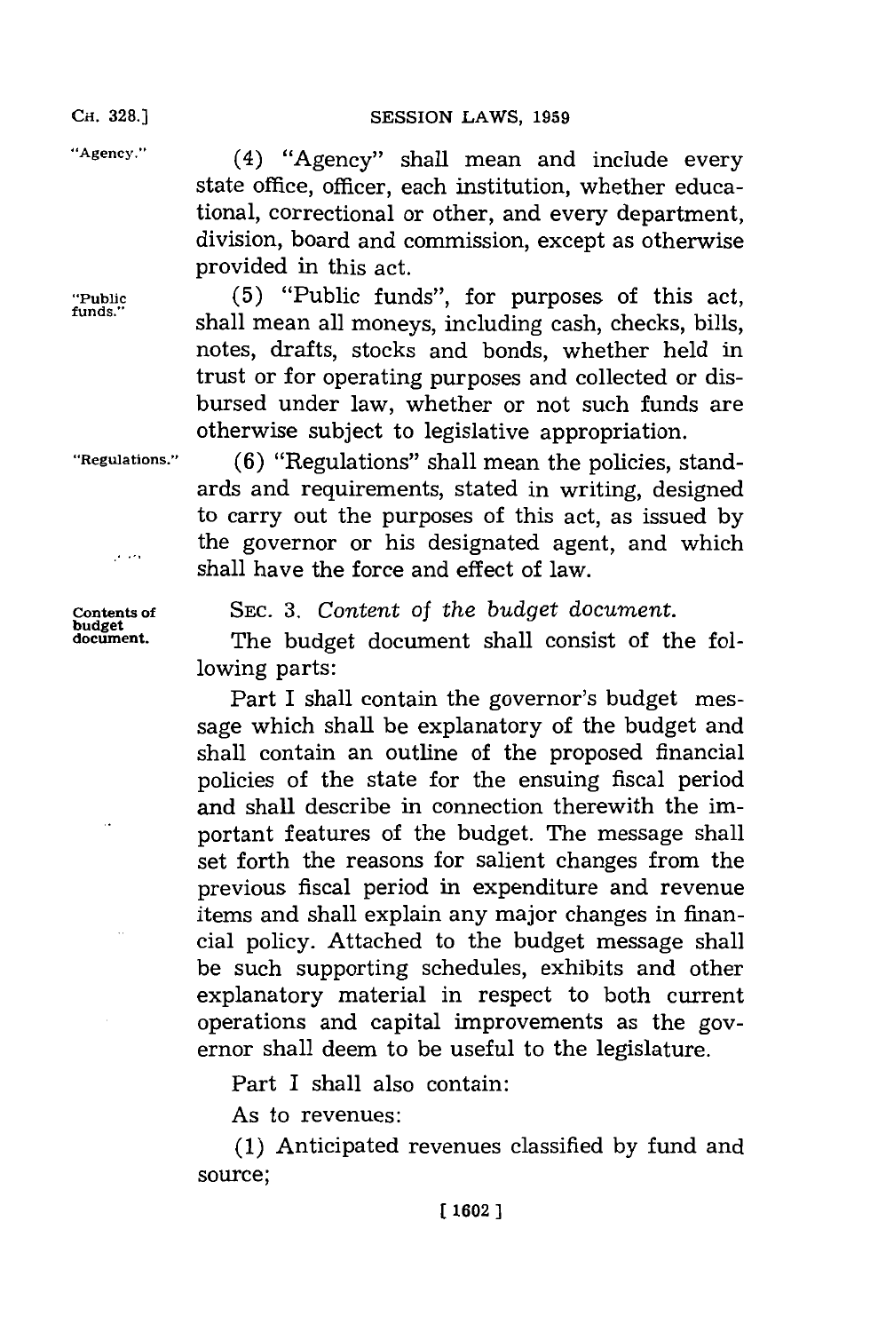"Agency." (4) "Agency" shall mean and include every state office, officer, each institution, whether educational, correctional or other, and every department, division, board and commission, except as otherwise provided in this act.

"Public funds." (5) "Public funds", for purposes of this act, shall mean all moneys, including cash, checks, bills, notes, drafts, stocks and bonds, whether held in trust or for operating purposes and collected or disbursed under law, whether or not such funds are otherwise subject to legislative appropriation.

"Regulations." (6) "Regulations" shall mean the policies, standards and requirements, stated in writing, designed to carry out the purposes of this act, as issued by the governor or his designated agent, and which shall have the force and effect of law.

Contents of budget document. SEC. 3. *Content of the budget document.*

The budget document shall consist of the following parts:

Part I shall contain the governor's budget message which shall be explanatory of the budget and shall contain an outline of the proposed financial policies of the state for the ensuing fiscal period and shall describe in connection therewith the important features of the budget. The message shall set forth the reasons for salient changes from the previous fiscal period in expenditure and revenue items and shall explain any major changes in financial policy. Attached to the budget message shall be such supporting schedules, exhibits and other explanatory material in respect to both current operations and capital improvements as the governor shall deem to be useful to the legislature.

Part I shall also contain:

As to revenues:

(1) Anticipated revenues classified by fund and source;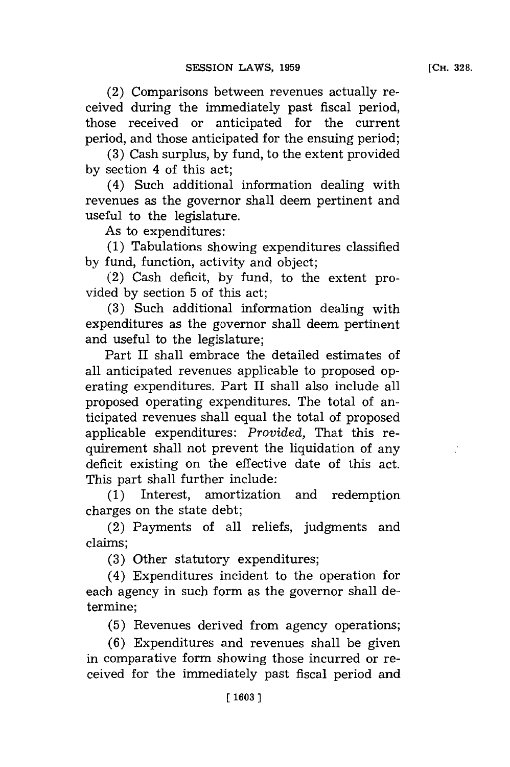(2) Comparisons between revenues actually received during the immediately past fiscal period, those received or anticipated for the current period, and those anticipated for the ensuing period;

(3) Cash surplus, by fund, to the extent provided by section 4 of this act;

(4) Such additional information dealing with revenues as the governor shall deem pertinent and useful to the legislature.

As to expenditures:

(1) Tabulations showing expenditures classified by fund, function, activity and object;

(2) Cash deficit, by fund, to the extent provided by section 5 of this act;

(3) Such additional information dealing with expenditures as the governor shall deem pertinent and useful to the legislature;

Part II shall embrace the detailed estimates of all anticipated revenues applicable to proposed operating expenditures. Part II shall also include all proposed operating expenditures. The total of anticipated revenues shall equal the total of proposed applicable expenditures: *Provided,* That this requirement shall not prevent the liquidation of any deficit existing on the effective date of this act. This part shall further include:

(1) Interest, amortization and redemption charges on the state debt;

(2) Payments of all reliefs, judgments and claims;

(3) Other statutory expenditures;

(4) Expenditures incident to the operation for each agency in such form as the governor shall determine;

(5) Revenues derived from agency operations;

(6) Expenditures and revenues shall be given in comparative form showing those incurred or received for the immediately past fiscal period and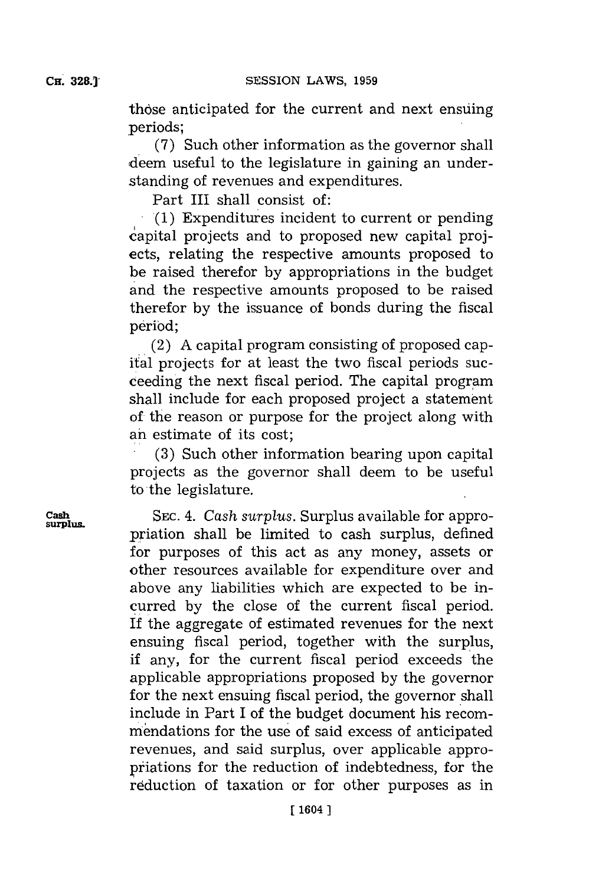those anticipated for the current and next ensuing periods;

(7) Such other information as the governor shall deem useful to the legislature in gaining an understanding of revenues and expenditures.

Part III shall consist of:

(1) Expenditures incident to current or pending capital projects and to proposed new capital projects, relating the respective amounts proposed to be raised therefor by appropriations in the budget and the respective amounts proposed to be raised therefor by the issuance of bonds during the fiscal period;

(2) A capital program consisting of proposed capital projects for at least the two fiscal periods succeeding the next fiscal period. The capital program shall include for each proposed project a statement of the reason or purpose for the project along with an estimate of its cost;

(3) Such other information bearing upon capital projects as the governor shall deem to be useful to the legislature.

Cash surplus.

SEC. 4. *Cash surplus.* Surplus available for appropriation shall be limited to cash surplus, defined for purposes of this act as any money, assets or other resources available for expenditure over and above any liabilities which are expected to be incurred by the close of the current fiscal period. If the aggregate of estimated revenues for the next ensuing fiscal period, together with the surplus, if any, for the current fiscal period exceeds the applicable appropriations proposed by the governor for the next ensuing fiscal period, the governor shall include in Part I of the budget document his recommendations for the use of said excess of anticipated revenues, and said surplus, over applicable appropriations for the reduction of indebtedness, for the reduction of taxation or for other purposes as in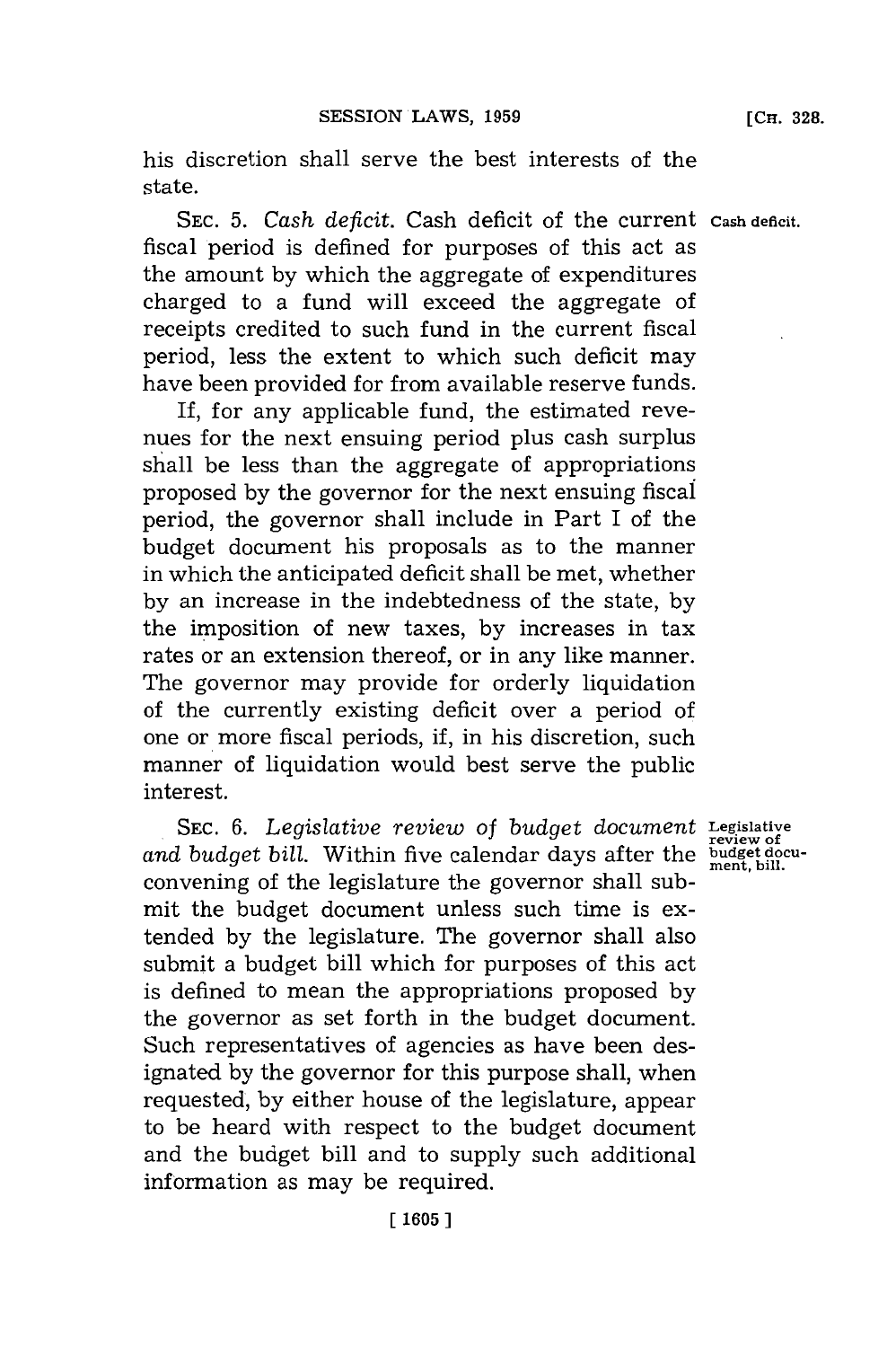his discretion shall serve the best interests of the state.

SEC. 5. *Cash deficit.* Cash deficit of the current fiscal period is defined for purposes of this act as the amount by which the aggregate of expenditures charged to a fund will exceed the aggregate of receipts credited to such fund in the current fiscal period, less the extent to which such deficit may have been provided for from available reserve funds.

Cash deficit.

If, for any applicable fund, the estimated revenues for the next ensuing period plus cash surplus shall be less than the aggregate of appropriations proposed by the governor for the next ensuing fiscal period, the governor shall include in Part I of the budget document his proposals as to the manner in which the anticipated deficit shall be met, whether by an increase in the indebtedness of the state, by the imposition of new taxes, by increases in tax rates or an extension thereof, or in any like manner. The governor may provide for orderly liquidation of the currently existing deficit over a period of one or more fiscal periods, if, in his discretion, such manner of liquidation would best serve the public interest.

SEC. 6. *Legislative review of budget document and budget bill.* Within five calendar days after the convening of the legislature the governor shall submit the budget document unless such time is extended by the legislature. The governor shall also submit a budget bill which for purposes of this act is defined to mean the appropriations proposed by the governor as set forth in the budget document. Such representatives of agencies as have been designated by the governor for this purpose shall, when requested, by either house of the legislature, appear to be heard with respect to the budget document and the budget bill and to supply such additional information as may be required.

Legislative review of budget document, bill.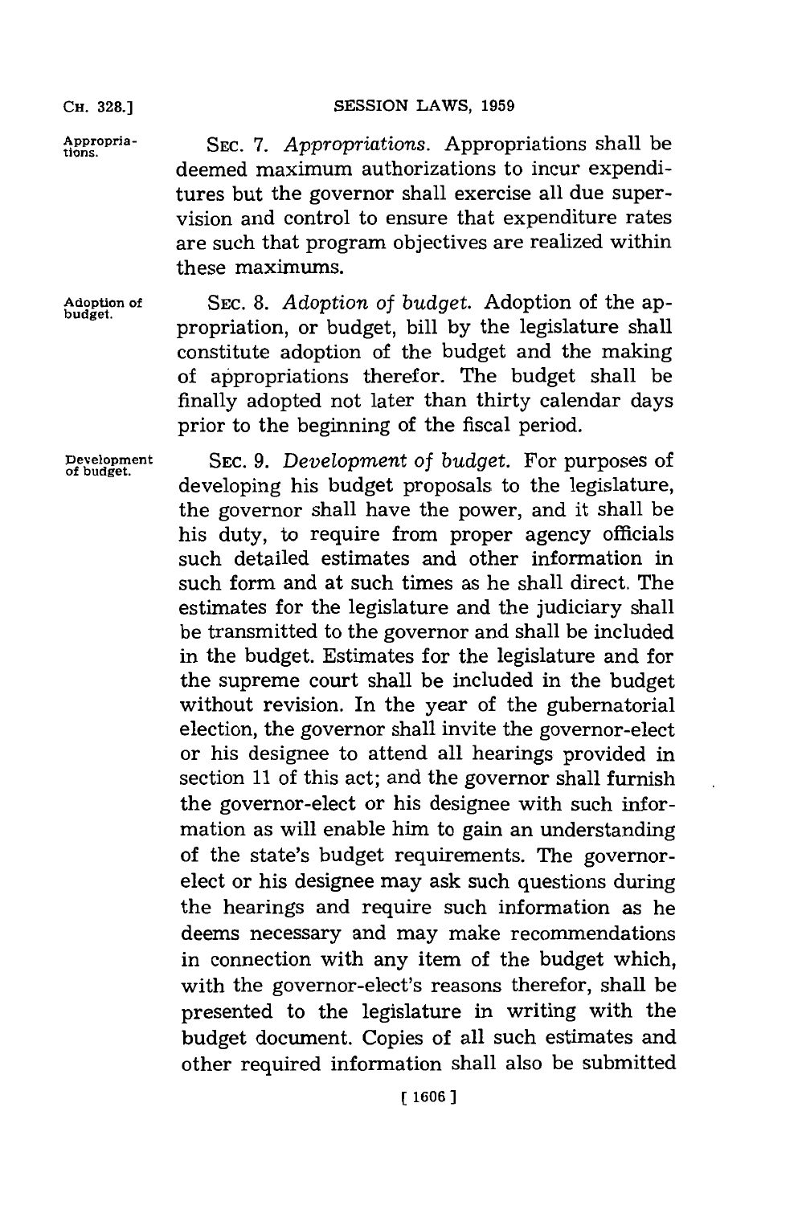**Appropriations.** SEC. 7. *Appropriations.* Appropriations shall be deemed maximum authorizations to incur expenditures but the governor shall exercise all due supervision and control to ensure that expenditure rates are such that program objectives are realized within these maximums.

**Adoption of budget.** SEC. 8. *Adoption of budget.* Adoption of the appropriation, or budget, bill by the legislature shall constitute adoption of the budget and the making of appropriations therefor. The budget shall be finally adopted not later than thirty calendar days prior to the beginning of the fiscal period.

**Development of budget.** SEC. 9. *Development of budget.* For purposes of developing his budget proposals to the legislature, the governor shall have the power, and it shall be his duty, to require from proper agency officials such detailed estimates and other information in such form and at such times as he shall direct. The estimates for the legislature and the judiciary shall be transmitted to the governor and shall be included in the budget. Estimates for the legislature and for the supreme court shall be included in the budget without revision. In the year of the gubernatorial election, the governor shall invite the governor-elect or his designee to attend all hearings provided in section 11 of this act; and the governor shall furnish the governor-elect or his designee with such information as will enable him to gain an understanding of the state's budget requirements. The governor-elect or his designee may ask such questions during the hearings and require such information as he deems necessary and may make recommendations in connection with any item of the budget which, with the governor-elect's reasons therefor, shall be presented to the legislature in writing with the budget document. Copies of all such estimates and other required information shall also be submitted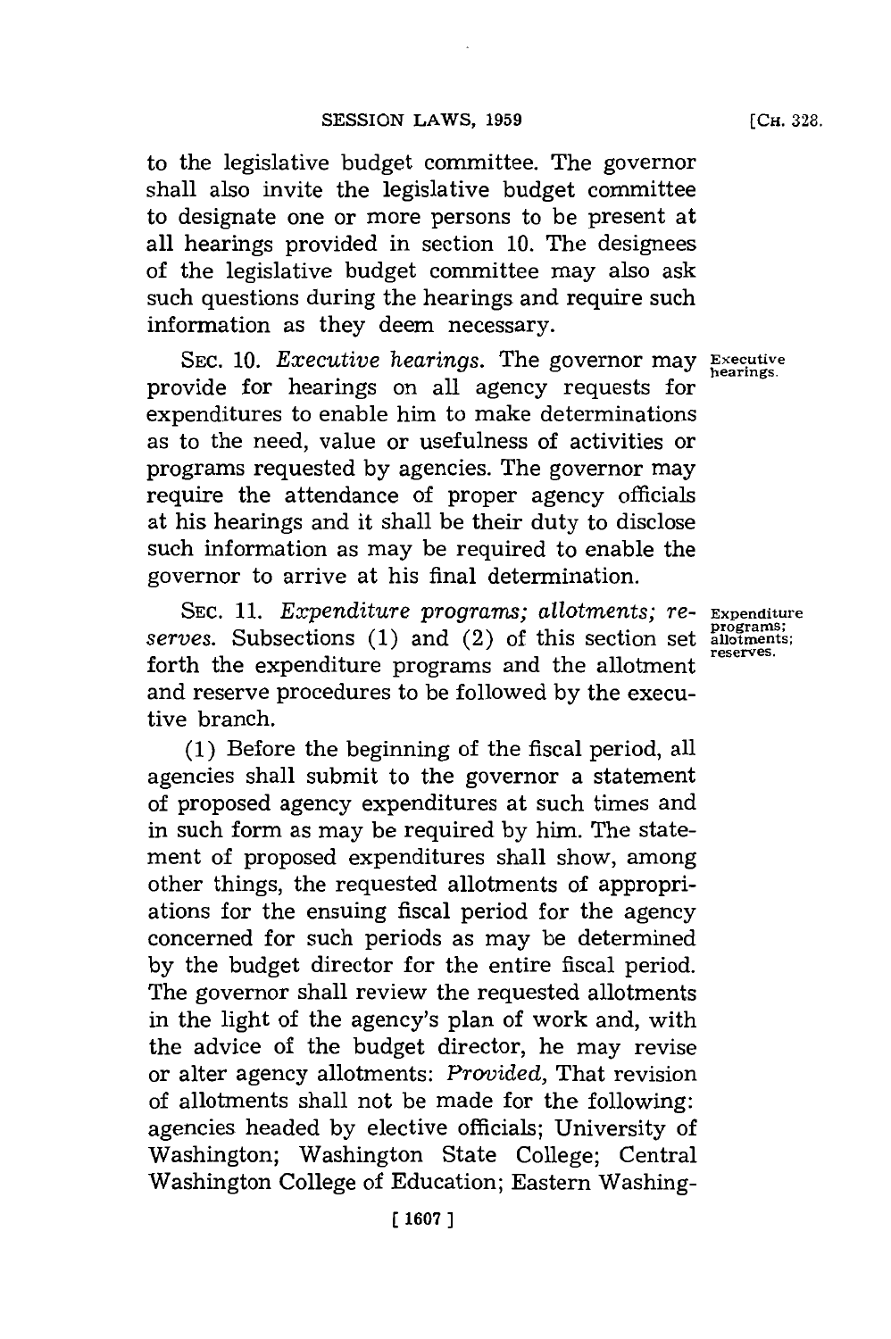to the legislative budget committee. The governor shall also invite the legislative budget committee to designate one or more persons to be present at all hearings provided in section 10. The designees of the legislative budget committee may also ask such questions during the hearings and require such information as they deem necessary.

SEC. 10. *Executive hearings.* The governor may provide for hearings on all agency requests for expenditures to enable him to make determinations as to the need, value or usefulness of activities or programs requested by agencies. The governor may require the attendance of proper agency officials at his hearings and it shall be their duty to disclose such information as may be required to enable the governor to arrive at his final determination.

Executive hearings.

SEC. 11. *Expenditure programs; allotments; reserves.* Subsections (1) and (2) of this section set forth the expenditure programs and the allotment and reserve procedures to be followed by the executive branch.

Expenditure programs; allotments; reserves.

(1) Before the beginning of the fiscal period, all agencies shall submit to the governor a statement of proposed agency expenditures at such times and in such form as may be required by him. The statement of proposed expenditures shall show, among other things, the requested allotments of appropriations for the ensuing fiscal period for the agency concerned for such periods as may be determined by the budget director for the entire fiscal period. The governor shall review the requested allotments in the light of the agency's plan of work and, with the advice of the budget director, he may revise or alter agency allotments: *Provided,* That revision of allotments shall not be made for the following: agencies headed by elective officials; University of Washington; Washington State College; Central Washington College of Education; Eastern Washing-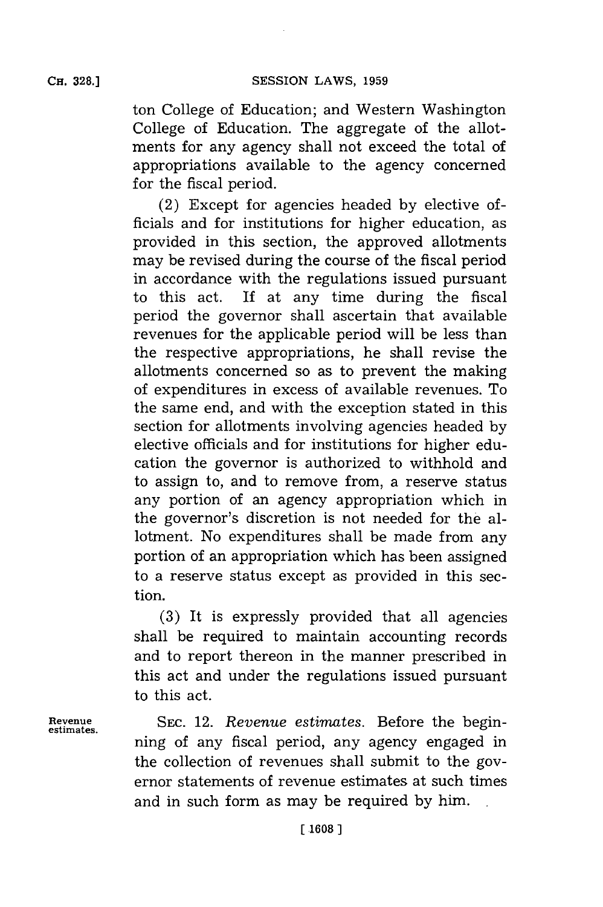ton College of Education; and Western Washington College of Education. The aggregate of the allotments for any agency shall not exceed the total of appropriations available to the agency concerned for the fiscal period.

(2) Except for agencies headed by elective officials and for institutions for higher education, as provided in this section, the approved allotments may be revised during the course of the fiscal period in accordance with the regulations issued pursuant to this act. If at any time during the fiscal period the governor shall ascertain that available revenues for the applicable period will be less than the respective appropriations, he shall revise the allotments concerned so as to prevent the making of expenditures in excess of available revenues. To the same end, and with the exception stated in this section for allotments involving agencies headed by elective officials and for institutions for higher education the governor is authorized to withhold and to assign to, and to remove from, a reserve status any portion of an agency appropriation which in the governor's discretion is not needed for the allotment. No expenditures shall be made from any portion of an appropriation which has been assigned to a reserve status except as provided in this section.

(3) It is expressly provided that all agencies shall be required to maintain accounting records and to report thereon in the manner prescribed in this act and under the regulations issued pursuant to this act.

Revenue estimates.

SEC. 12. *Revenue estimates.* Before the beginning of any fiscal period, any agency engaged in the collection of revenues shall submit to the governor statements of revenue estimates at such times and in such form as may be required by him.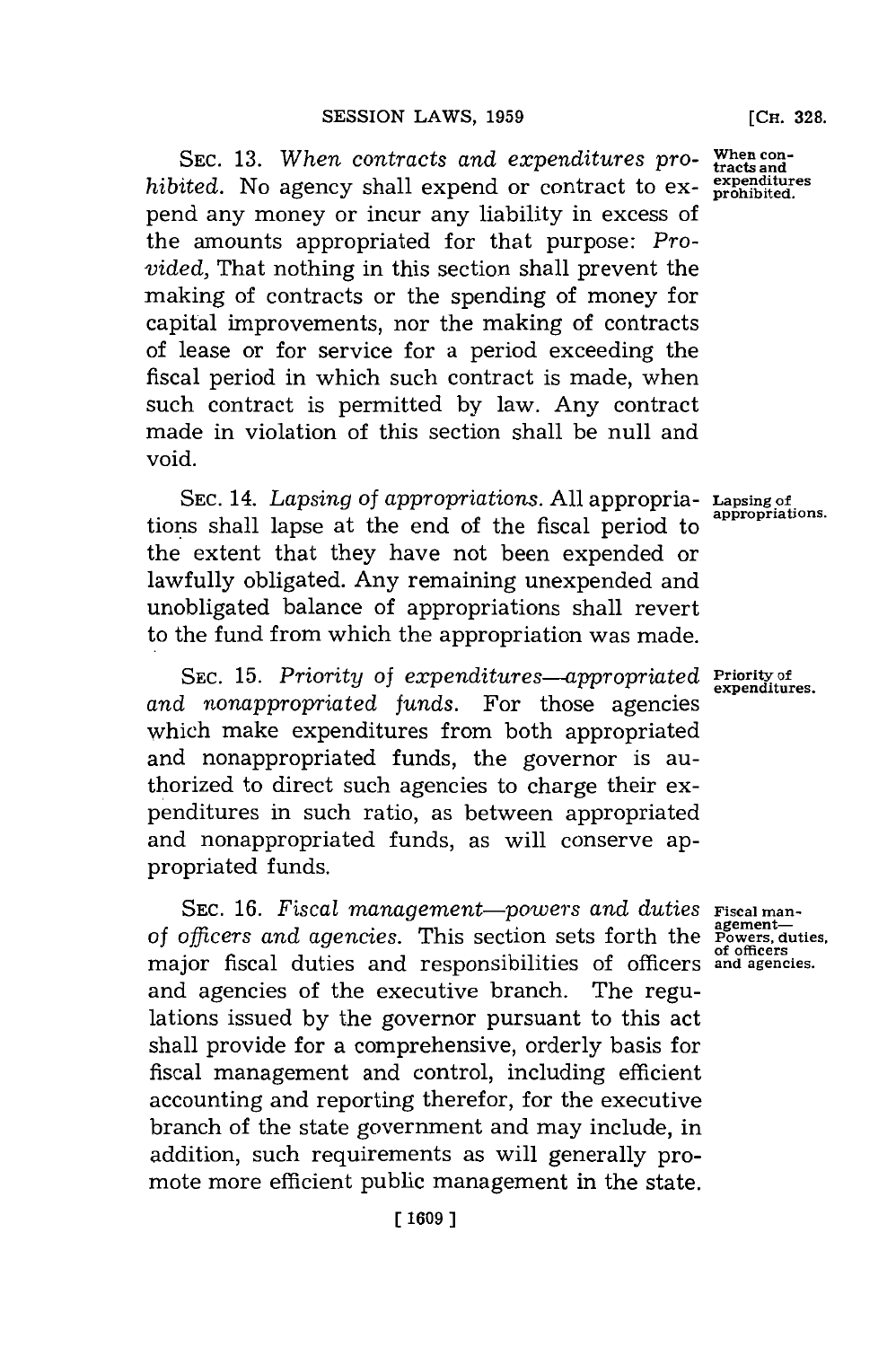SEC. 13. *When contracts and expenditures prohibited.* No agency shall expend or contract to expend any money or incur any liability in excess of the amounts appropriated for that purpose: *Provided,* That nothing in this section shall prevent the making of contracts or the spending of money for capital improvements, nor the making of contracts of lease or for service for a period exceeding the fiscal period in which such contract is made, when such contract is permitted by law. Any contract made in violation of this section shall be null and void.

When contracts and expenditures prohibited.

SEC. 14. *Lapsing of appropriations.* All appropriations shall lapse at the end of the fiscal period to the extent that they have not been expended or lawfully obligated. Any remaining unexpended and unobligated balance of appropriations shall revert to the fund from which the appropriation was made.

Lapsing of appropriations.

SEC. 15. *Priority of expenditures—appropriated and nonappropriated funds.* For those agencies which make expenditures from both appropriated and nonappropriated funds, the governor is authorized to direct such agencies to charge their expenditures in such ratio, as between appropriated and nonappropriated funds, as will conserve appropriated funds.

Priority of expenditures.

SEC. 16. *Fiscal management—powers and duties of officers and agencies.* This section sets forth the major fiscal duties and responsibilities of officers and agencies of the executive branch. The regulations issued by the governor pursuant to this act shall provide for a comprehensive, orderly basis for fiscal management and control, including efficient accounting and reporting therefor, for the executive branch of the state government and may include, in addition, such requirements as will generally promote more efficient public management in the state.

Fiscal management—Powers, duties, of officers and agencies.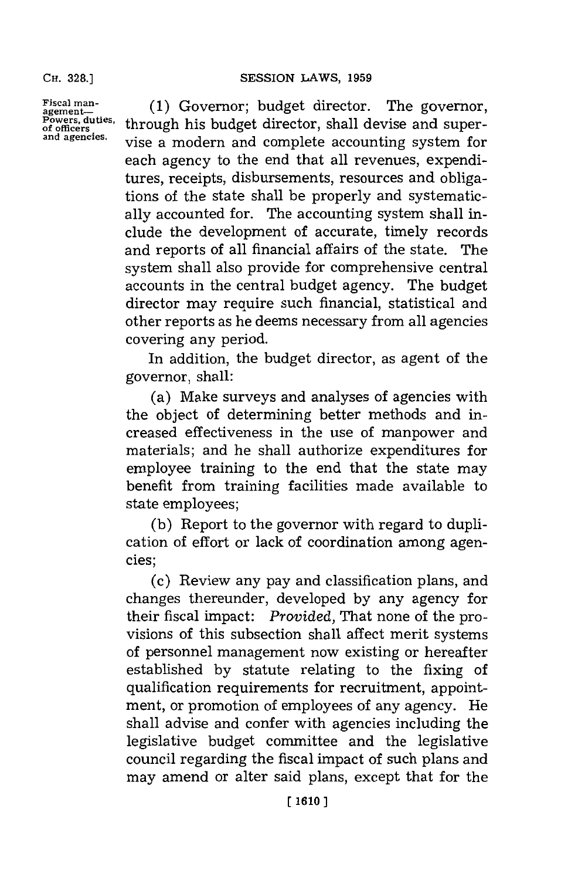Fiscal management—Powers, duties, of officers and agencies.

(1) Governor; budget director. The governor, through his budget director, shall devise and supervise a modern and complete accounting system for each agency to the end that all revenues, expenditures, receipts, disbursements, resources and obligations of the state shall be properly and systematically accounted for. The accounting system shall include the development of accurate, timely records and reports of all financial affairs of the state. The system shall also provide for comprehensive central accounts in the central budget agency. The budget director may require such financial, statistical and other reports as he deems necessary from all agencies covering any period.

In addition, the budget director, as agent of the governor, shall:

(a) Make surveys and analyses of agencies with the object of determining better methods and increased effectiveness in the use of manpower and materials; and he shall authorize expenditures for employee training to the end that the state may benefit from training facilities made available to state employees;

(b) Report to the governor with regard to duplication of effort or lack of coordination among agencies;

(c) Review any pay and classification plans, and changes thereunder, developed by any agency for their fiscal impact: *Provided,* That none of the provisions of this subsection shall affect merit systems of personnel management now existing or hereafter established by statute relating to the fixing of qualification requirements for recruitment, appointment, or promotion of employees of any agency. He shall advise and confer with agencies including the legislative budget committee and the legislative council regarding the fiscal impact of such plans and may amend or alter said plans, except that for the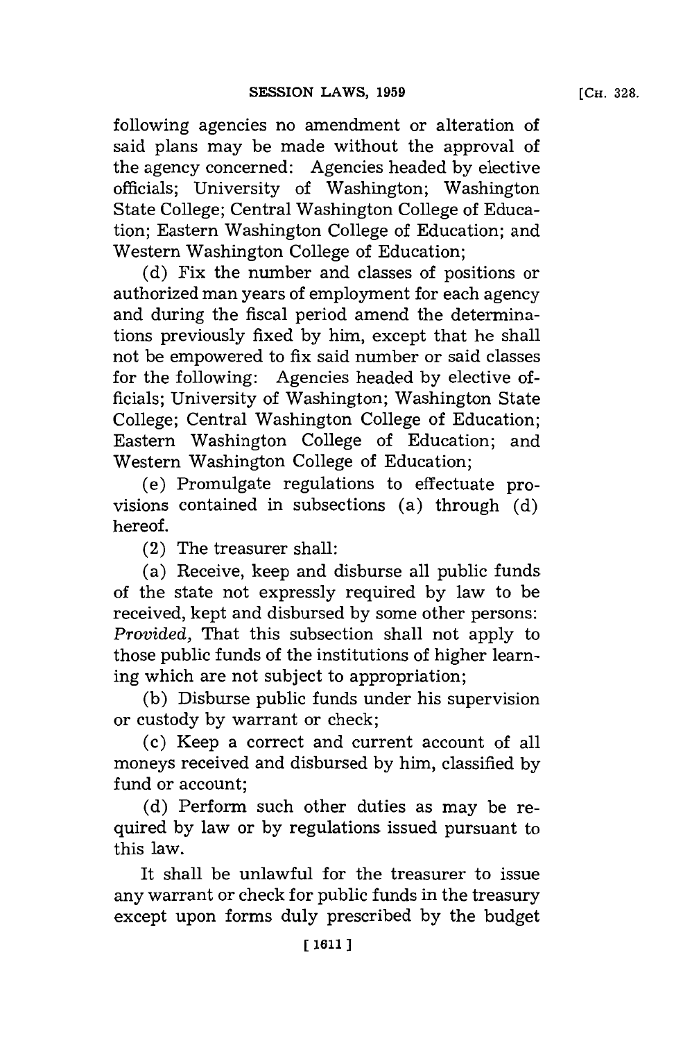following agencies no amendment or alteration of said plans may be made without the approval of the agency concerned: Agencies headed by elective officials; University of Washington; Washington State College; Central Washington College of Education; Eastern Washington College of Education; and Western Washington College of Education;

(d) Fix the number and classes of positions or authorized man years of employment for each agency and during the fiscal period amend the determinations previously fixed by him, except that he shall not be empowered to fix said number or said classes for the following: Agencies headed by elective officials; University of Washington; Washington State College; Central Washington College of Education; Eastern Washington College of Education; and Western Washington College of Education;

(e) Promulgate regulations to effectuate provisions contained in subsections (a) through (d) hereof.

(2) The treasurer shall:

(a) Receive, keep and disburse all public funds of the state not expressly required by law to be received, kept and disbursed by some other persons: *Provided,* That this subsection shall not apply to those public funds of the institutions of higher learning which are not subject to appropriation;

(b) Disburse public funds under his supervision or custody by warrant or check;

(c) Keep a correct and current account of all moneys received and disbursed by him, classified by fund or account;

(d) Perform such other duties as may be required by law or by regulations issued pursuant to this law.

It shall be unlawful for the treasurer to issue any warrant or check for public funds in the treasury except upon forms duly prescribed by the budget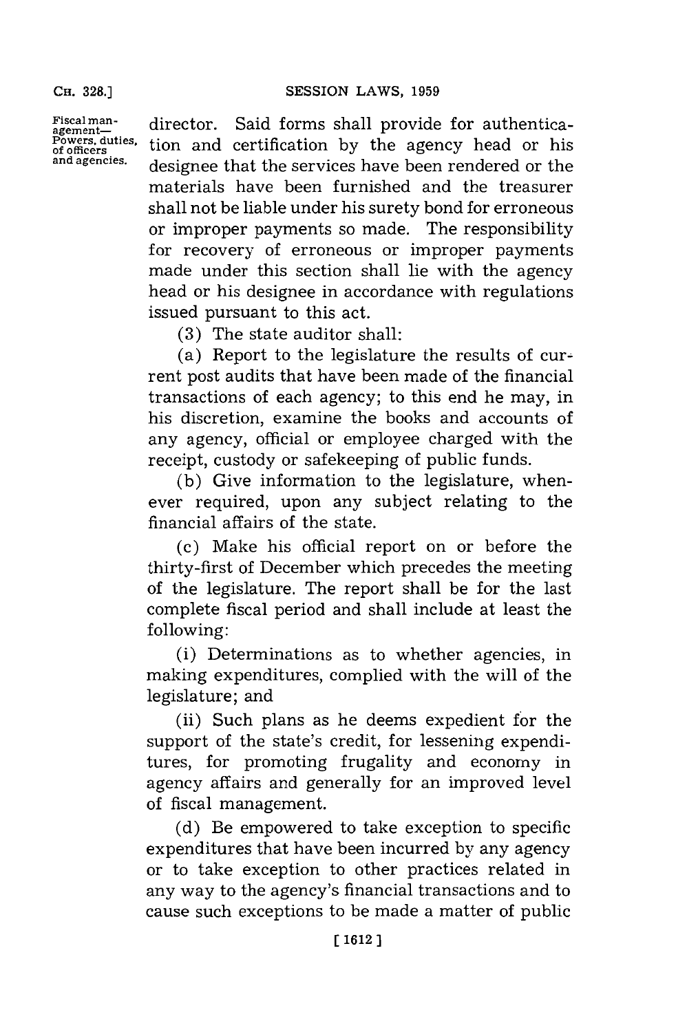director. Said forms shall provide for authentication and certification by the agency head or his designee that the services have been rendered or the materials have been furnished and the treasurer shall not be liable under his surety bond for erroneous or improper payments so made. The responsibility for recovery of erroneous or improper payments made under this section shall lie with the agency head or his designee in accordance with regulations issued pursuant to this act.

(3) The state auditor shall:

(a) Report to the legislature the results of current post audits that have been made of the financial transactions of each agency; to this end he may, in his discretion, examine the books and accounts of any agency, official or employee charged with the receipt, custody or safekeeping of public funds.

(b) Give information to the legislature, whenever required, upon any subject relating to the financial affairs of the state.

(c) Make his official report on or before the thirty-first of December which precedes the meeting of the legislature. The report shall be for the last complete fiscal period and shall include at least the following:

(i) Determinations as to whether agencies, in making expenditures, complied with the will of the legislature; and

(ii) Such plans as he deems expedient for the support of the state's credit, for lessening expenditures, for promoting frugality and economy in agency affairs and generally for an improved level of fiscal management.

(d) Be empowered to take exception to specific expenditures that have been incurred by any agency or to take exception to other practices related in any way to the agency's financial transactions and to cause such exceptions to be made a matter of public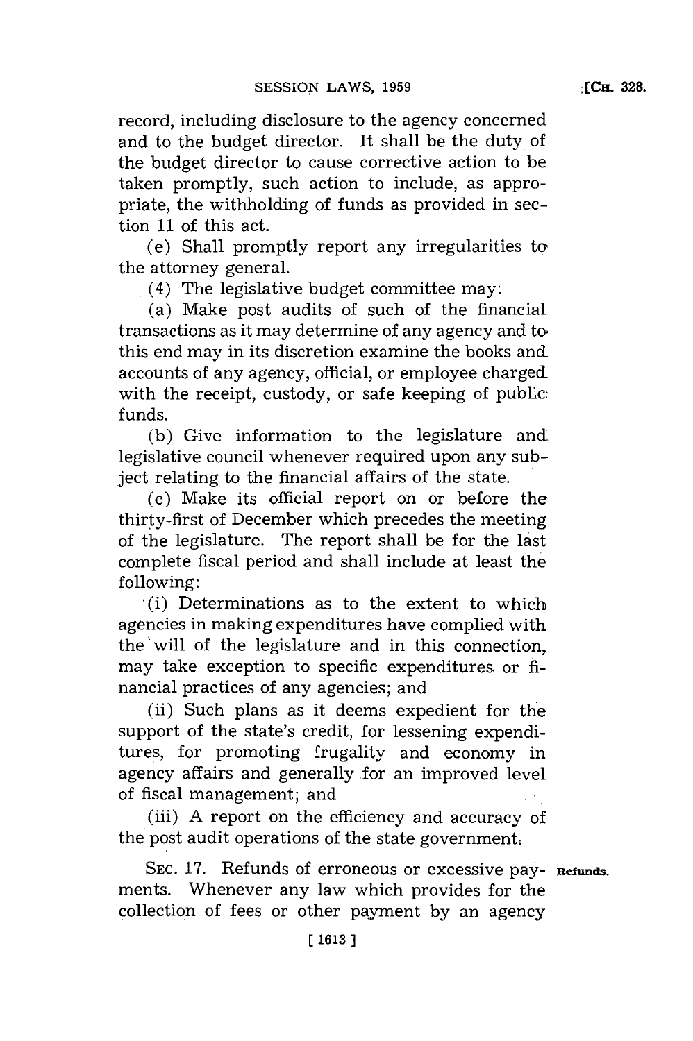record, including disclosure to the agency concerned and to the budget director. It shall be the duty of the budget director to cause corrective action to be taken promptly, such action to include, as appropriate, the withholding of funds as provided in section 11 of this act.

(e) Shall promptly report any irregularities to the attorney general.

(4) The legislative budget committee may:

(a) Make post audits of such of the financial transactions as it may determine of any agency and to this end may in its discretion examine the books and accounts of any agency, official, or employee charged with the receipt, custody, or safe keeping of public funds.

(b) Give information to the legislature and legislative council whenever required upon any subject relating to the financial affairs of the state.

(c) Make its official report on or before the thirty-first of December which precedes the meeting of the legislature. The report shall be for the last complete fiscal period and shall include at least the following:

(i) Determinations as to the extent to which agencies in making expenditures have complied with the will of the legislature and in this connection, may take exception to specific expenditures or financial practices of any agencies; and

(ii) Such plans as it deems expedient for the support of the state's credit, for lessening expenditures, for promoting frugality and economy in agency affairs and generally for an improved level of fiscal management; and

(iii) A report on the efficiency and accuracy of the post audit operations of the state government.

SEC. 17. Refunds of erroneous or excessive payments. Whenever any law which provides for the collection of fees or other payment by an agency

**Refunds.**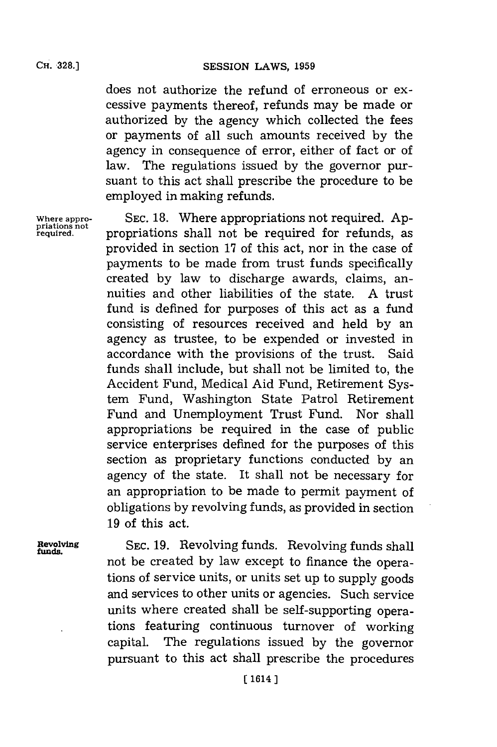does not authorize the refund of erroneous or excessive payments thereof, refunds may be made or authorized by the agency which collected the fees or payments of all such amounts received by the agency in consequence of error, either of fact or of law. The regulations issued by the governor pursuant to this act shall prescribe the procedure to be employed in making refunds.

Where appropriations not required.

SEC. 18. Where appropriations not required. Appropriations shall not be required for refunds, as provided in section 17 of this act, nor in the case of payments to be made from trust funds specifically created by law to discharge awards, claims, annuities and other liabilities of the state. A trust fund is defined for purposes of this act as a fund consisting of resources received and held by an agency as trustee, to be expended or invested in accordance with the provisions of the trust. Said funds shall include, but shall not be limited to, the Accident Fund, Medical Aid Fund, Retirement System Fund, Washington State Patrol Retirement Fund and Unemployment Trust Fund. Nor shall appropriations be required in the case of public service enterprises defined for the purposes of this section as proprietary functions conducted by an agency of the state. It shall not be necessary for an appropriation to be made to permit payment of obligations by revolving funds, as provided in section 19 of this act.

Revolving funds.

SEC. 19. Revolving funds. Revolving funds shall not be created by law except to finance the operations of service units, or units set up to supply goods and services to other units or agencies. Such service units where created shall be self-supporting operations featuring continuous turnover of working capital. The regulations issued by the governor pursuant to this act shall prescribe the procedures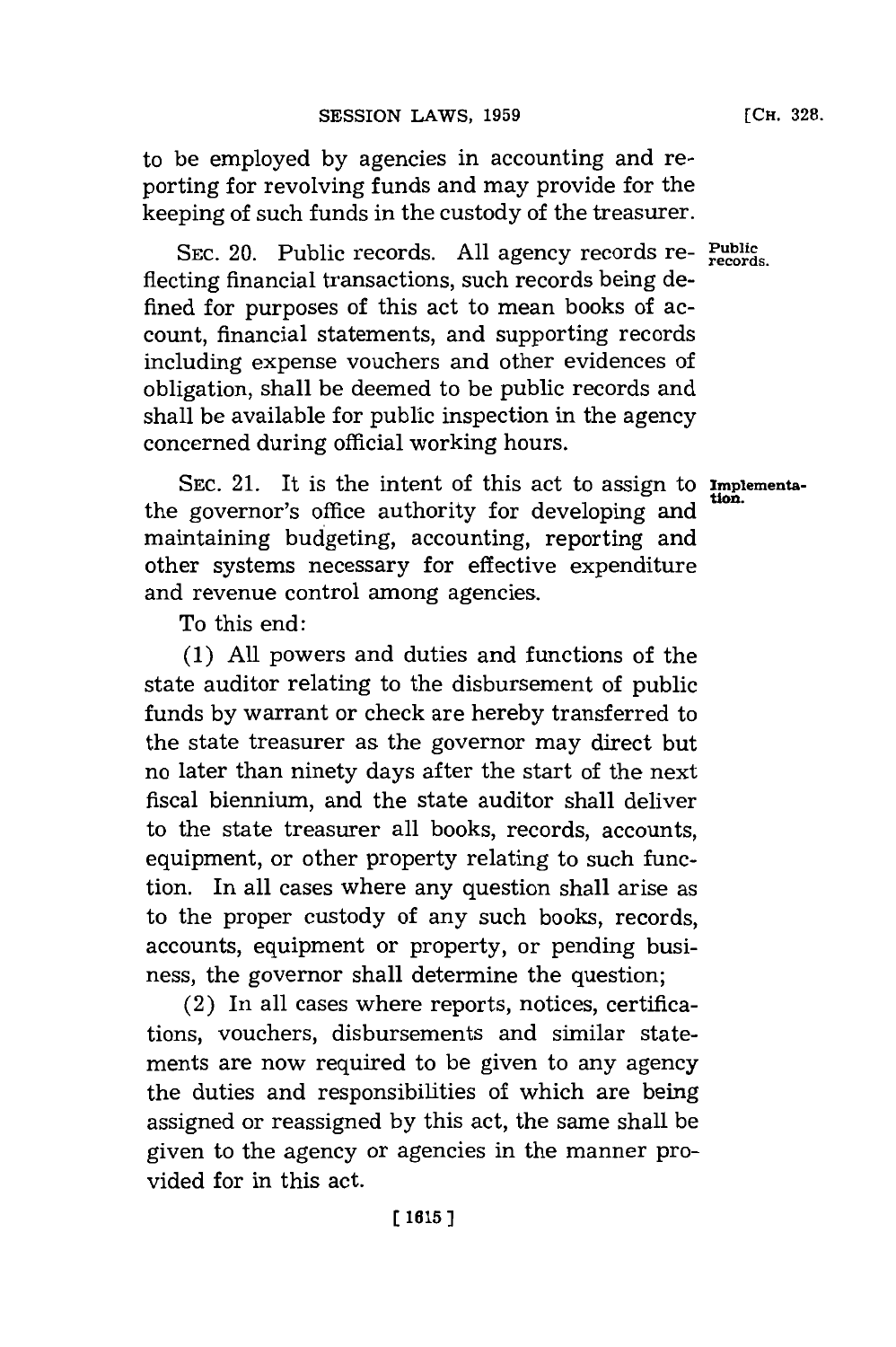to be employed by agencies in accounting and reporting for revolving funds and may provide for the keeping of such funds in the custody of the treasurer.

SEC. 20. Public records. All agency records reflecting financial transactions, such records being defined for purposes of this act to mean books of account, financial statements, and supporting records including expense vouchers and other evidences of obligation, shall be deemed to be public records and shall be available for public inspection in the agency concerned during official working hours.

*Public records.*

SEC. 21. It is the intent of this act to assign to the governor's office authority for developing and maintaining budgeting, accounting, reporting and other systems necessary for effective expenditure and revenue control among agencies.

*Implementation.*

To this end:

(1) All powers and duties and functions of the state auditor relating to the disbursement of public funds by warrant or check are hereby transferred to the state treasurer as the governor may direct but no later than ninety days after the start of the next fiscal biennium, and the state auditor shall deliver to the state treasurer all books, records, accounts, equipment, or other property relating to such function. In all cases where any question shall arise as to the proper custody of any such books, records, accounts, equipment or property, or pending business, the governor shall determine the question;

(2) In all cases where reports, notices, certifications, vouchers, disbursements and similar statements are now required to be given to any agency the duties and responsibilities of which are being assigned or reassigned by this act, the same shall be given to the agency or agencies in the manner provided for in this act.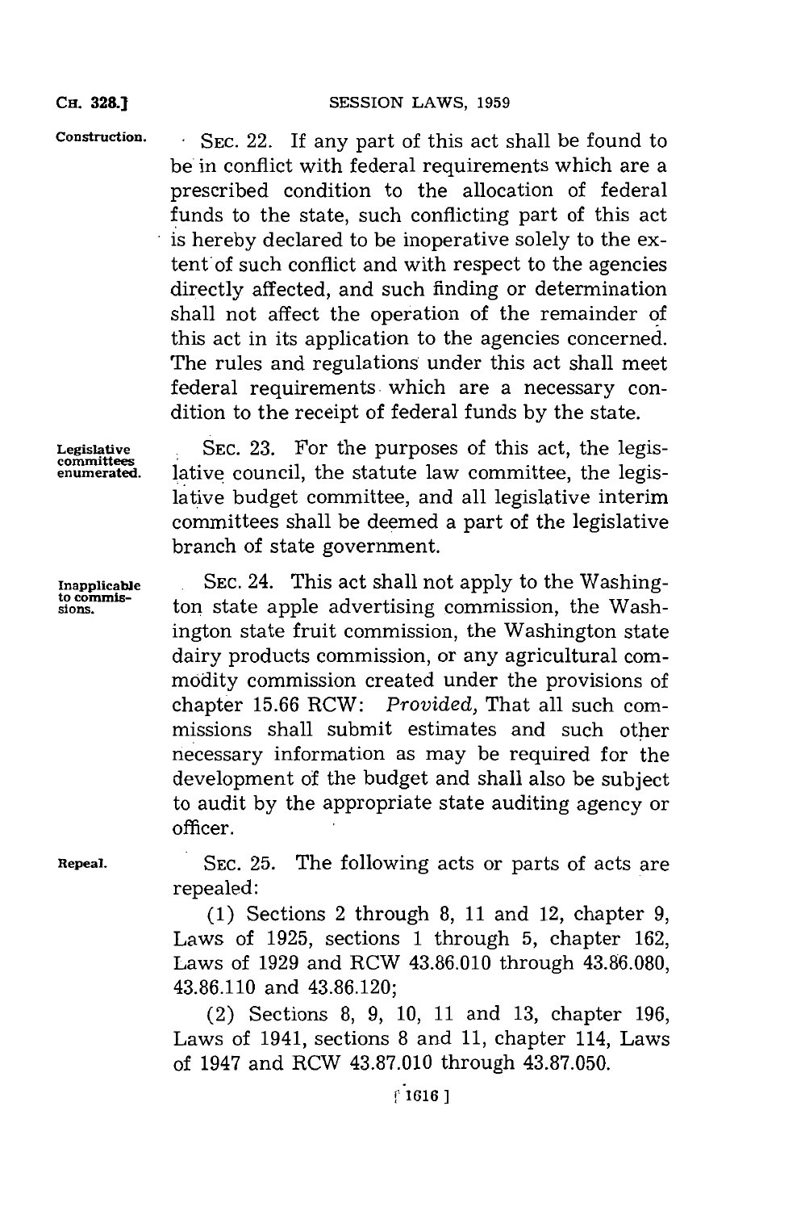**Construction.** SEC. 22. If any part of this act shall be found to be in conflict with federal requirements which are a prescribed condition to the allocation of federal funds to the state, such conflicting part of this act is hereby declared to be inoperative solely to the extent of such conflict and with respect to the agencies directly affected, and such finding or determination shall not affect the operation of the remainder of this act in its application to the agencies concerned. The rules and regulations under this act shall meet federal requirements which are a necessary condition to the receipt of federal funds by the state.

**Legislative committees enumerated.** SEC. 23. For the purposes of this act, the legislative council, the statute law committee, the legislative budget committee, and all legislative interim committees shall be deemed a part of the legislative branch of state government.

**Inapplicable to commissions.** SEC. 24. This act shall not apply to the Washington state apple advertising commission, the Washington state fruit commission, the Washington state dairy products commission, or any agricultural commodity commission created under the provisions of chapter 15.66 RCW: *Provided*, That all such commissions shall submit estimates and such other necessary information as may be required for the development of the budget and shall also be subject to audit by the appropriate state auditing agency or officer.

**Repeal.** SEC. 25. The following acts or parts of acts are repealed:

(1) Sections 2 through 8, 11 and 12, chapter 9, Laws of 1925, sections 1 through 5, chapter 162, Laws of 1929 and RCW 43.86.010 through 43.86.080, 43.86.110 and 43.86.120;

(2) Sections 8, 9, 10, 11 and 13, chapter 196, Laws of 1941, sections 8 and 11, chapter 114, Laws of 1947 and RCW 43.87.010 through 43.87.050.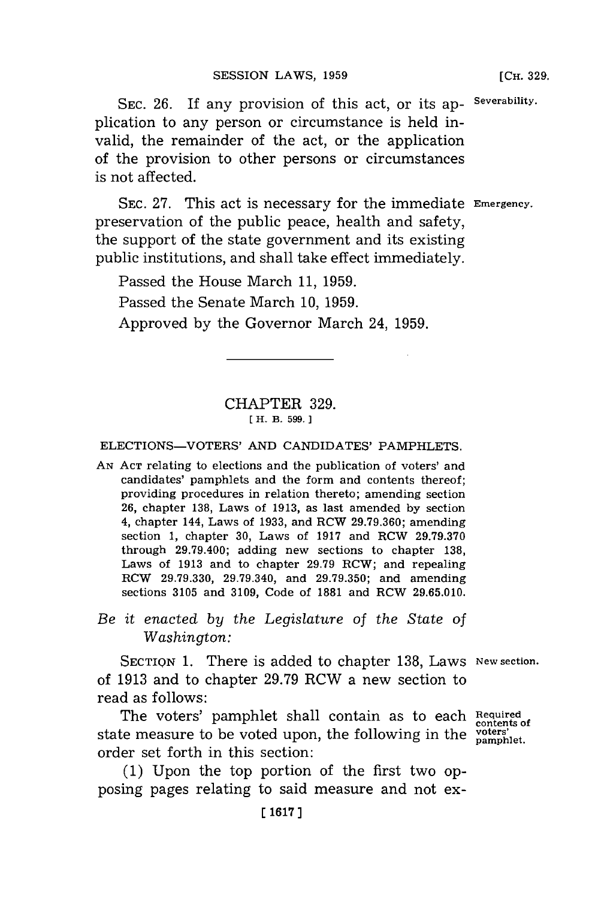SEC. 26. If any provision of this act, or its application to any person or circumstance is held invalid, the remainder of the act, or the application of the provision to other persons or circumstances is not affected. Severability.

SEC. 27. This act is necessary for the immediate preservation of the public peace, health and safety, the support of the state government and its existing public institutions, and shall take effect immediately. Emergency.

Passed the House March 11, 1959.

Passed the Senate March 10, 1959.

Approved by the Governor March 24, 1959.

---

## CHAPTER 329.

[ H. B. 599. ]

### ELECTIONS—VOTERS' AND CANDIDATES' PAMPHLETS.

AN ACT relating to elections and the publication of voters' and candidates' pamphlets and the form and contents thereof; providing procedures in relation thereto; amending section 26, chapter 138, Laws of 1913, as last amended by section 4, chapter 144, Laws of 1933, and RCW 29.79.360; amending section 1, chapter 30, Laws of 1917 and RCW 29.79.370 through 29.79.400; adding new sections to chapter 138, Laws of 1913 and to chapter 29.79 RCW; and repealing RCW 29.79.330, 29.79.340, and 29.79.350; and amending sections 3105 and 3109, Code of 1881 and RCW 29.65.010.

*Be it enacted by the Legislature of the State of Washington:*

SECTION 1. There is added to chapter 138, Laws of 1913 and to chapter 29.79 RCW a new section to read as follows: New section.

The voters' pamphlet shall contain as to each state measure to be voted upon, the following in the order set forth in this section: Required contents of voters' pamphlet.

(1) Upon the top portion of the first two opposing pages relating to said measure and not ex-